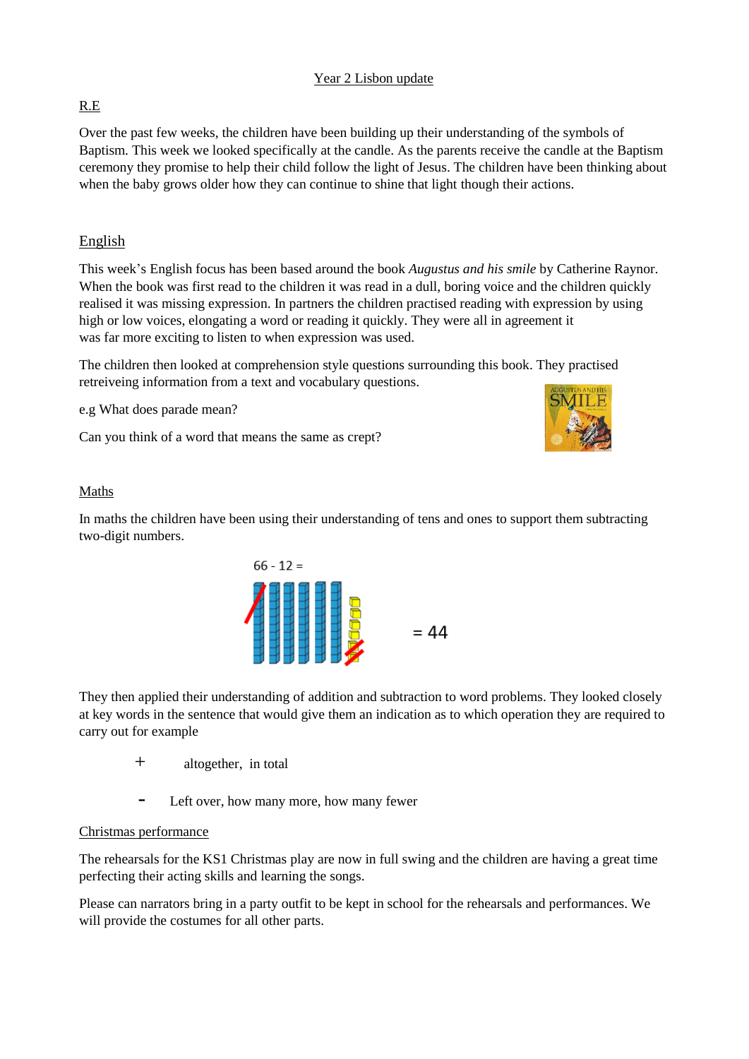# Year 2 Lisbon update

## R.E

Over the past few weeks, the children have been building up their understanding of the symbols of Baptism. This week we looked specifically at the candle. As the parents receive the candle at the Baptism ceremony they promise to help their child follow the light of Jesus. The children have been thinking about when the baby grows older how they can continue to shine that light though their actions.

## English

This week's English focus has been based around the book *Augustus and his smile* by Catherine Raynor. When the book was first read to the children it was read in a dull, boring voice and the children quickly realised it was missing expression. In partners the children practised reading with expression by using high or low voices, elongating a word or reading it quickly. They were all in agreement it was far more exciting to listen to when expression was used.

The children then looked at comprehension style questions surrounding this book. They practised retreiveing information from a text and vocabulary questions.

e.g What does parade mean?

Can you think of a word that means the same as crept?

## Maths

In maths the children have been using their understanding of tens and ones to support them subtracting two-digit numbers.

66 - 12 =

= 44

They then applied their understanding of addition and subtraction to word problems. They looked closely at key words in the sentence that would give them an indication as to which operation they are required to carry out for example

+ altogether, in total

- Left over, how many more, how many fewer

## Christmas performance

The rehearsals for the KS1 Christmas play are now in full swing and the children are having a great time perfecting their acting skills and learning the songs.

Please can narrators bring in a party outfit to be kept in school for the rehearsals and performances. We will provide the costumes for all other parts.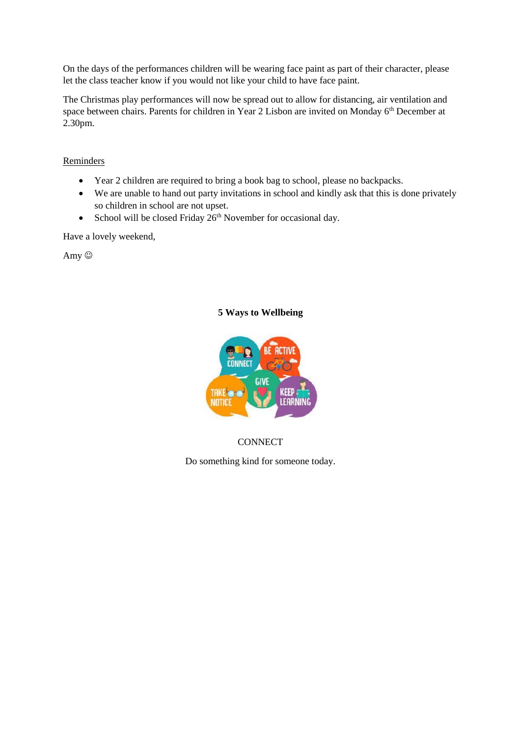On the days of the performances children will be wearing face paint as part of their character, please let the class teacher know if you would not like your child to have face paint.

The Christmas play performances will now be spread out to allow for distancing, air ventilation and space between chairs. Parents for children in Year 2 Lisbon are invited on Monday 6th December at 2.30pm.

Reminders

- Year 2 children are required to bring a book bag to school, please no backpacks.
- We are unable to hand out party invitations in school and kindly ask that this is done privately so children in school are not upset.
- School will be closed Friday 26th November for occasional day.

Have a lovely weekend,

Amy ☺

**5 Ways to Wellbeing**

CONNECT
BE ACTIVE
GIVE
TAKE NOTICE
KEEP LEARNING

CONNECT

Do something kind for someone today.